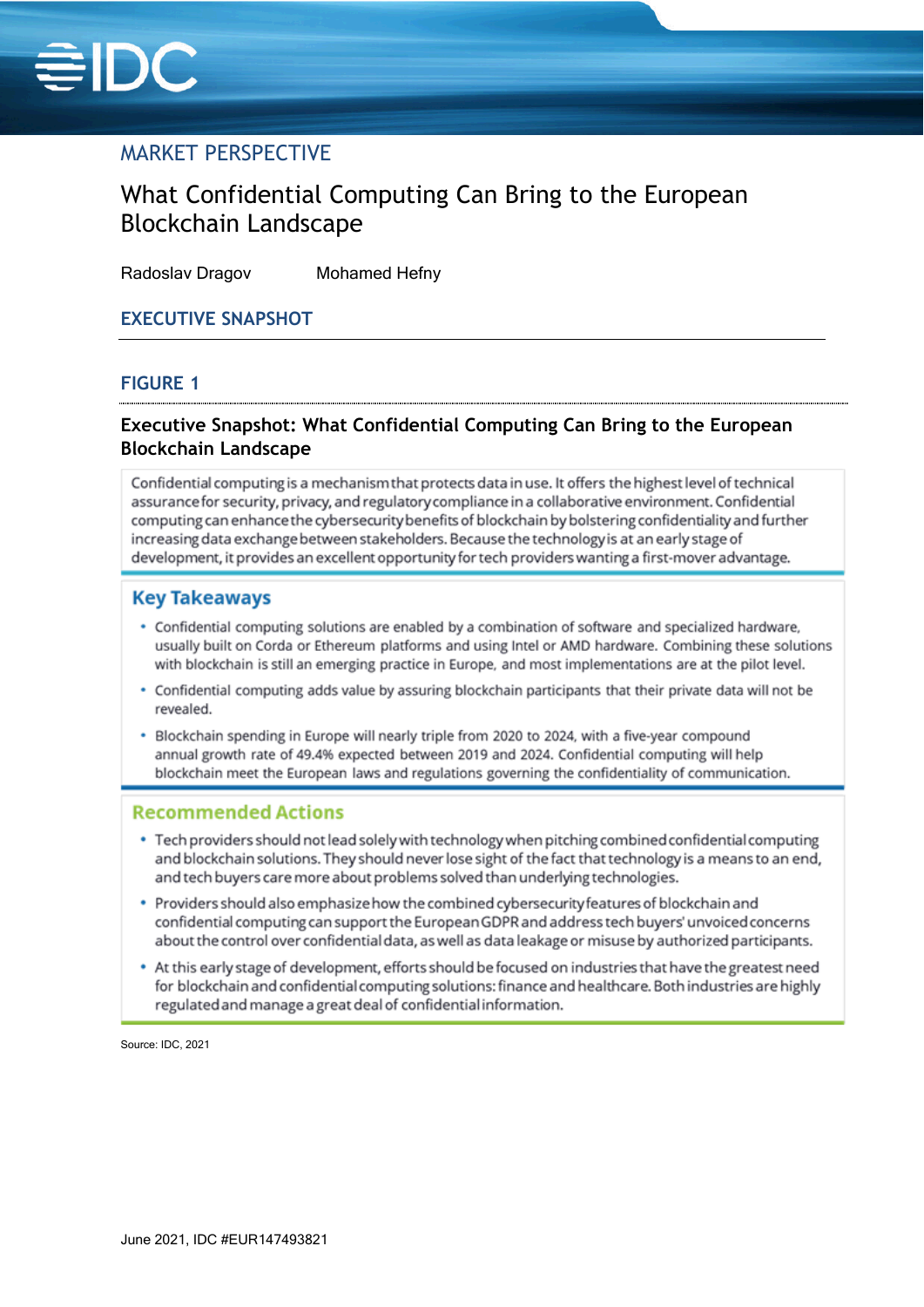MARKET PERSPECTIVE

# What Confidential Computing Can Bring to the European Blockchain Landscape

Radoslav Dragov Mohamed Hefny

## EXECUTIVE SNAPSHOT

### FIGURE 1

**Executive Snapshot: What Confidential Computing Can Bring to the European Blockchain Landscape**

Confidential computing is a mechanism that protects data in use. It offers the highest level of technical assurance for security, privacy, and regulatory compliance in a collaborative environment. Confidential computing can enhance the cybersecurity benefits of blockchain by bolstering confidentiality and further increasing data exchange between stakeholders. Because the technology is at an early stage of development, it provides an excellent opportunity for tech providers wanting a first-mover advantage.

#### Key Takeaways

- Confidential computing solutions are enabled by a combination of software and specialized hardware, usually built on Corda or Ethereum platforms and using Intel or AMD hardware. Combining these solutions with blockchain is still an emerging practice in Europe, and most implementations are at the pilot level.
- Confidential computing adds value by assuring blockchain participants that their private data will not be revealed.
- Blockchain spending in Europe will nearly triple from 2020 to 2024, with a five-year compound annual growth rate of 49.4% expected between 2019 and 2024. Confidential computing will help blockchain meet the European laws and regulations governing the confidentiality of communication.

#### Recommended Actions

- Tech providers should not lead solely with technology when pitching combined confidential computing and blockchain solutions. They should never lose sight of the fact that technology is a means to an end, and tech buyers care more about problems solved than underlying technologies.
- Providers should also emphasize how the combined cybersecurity features of blockchain and confidential computing can support the European GDPR and address tech buyers' unvoiced concerns about the control over confidential data, as well as data leakage or misuse by authorized participants.
- At this early stage of development, efforts should be focused on industries that have the greatest need for blockchain and confidential computing solutions: finance and healthcare. Both industries are highly regulated and manage a great deal of confidential information.

Source: IDC, 2021

June 2021, IDC #EUR147493821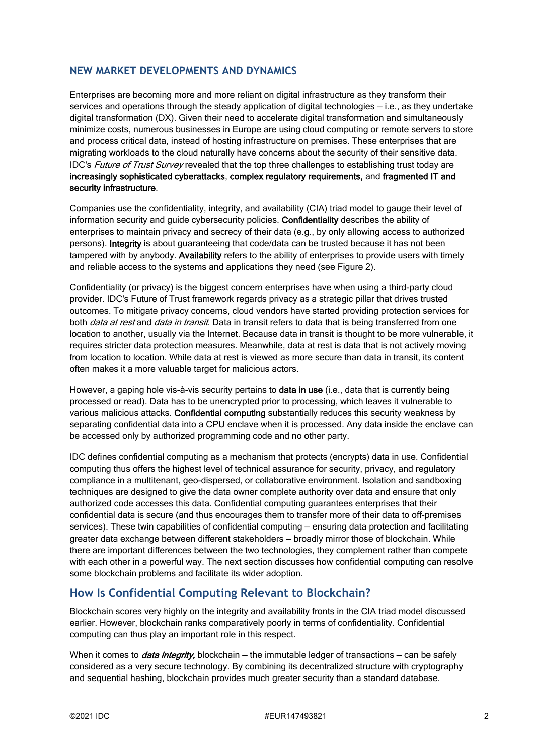## NEW MARKET DEVELOPMENTS AND DYNAMICS

Enterprises are becoming more and more reliant on digital infrastructure as they transform their services and operations through the steady application of digital technologies — i.e., as they undertake digital transformation (DX). Given their need to accelerate digital transformation and simultaneously minimize costs, numerous businesses in Europe are using cloud computing or remote servers to store and process critical data, instead of hosting infrastructure on premises. These enterprises that are migrating workloads to the cloud naturally have concerns about the security of their sensitive data. IDC's *Future of Trust Survey* revealed that the top three challenges to establishing trust today are **increasingly sophisticated cyberattacks**, **complex regulatory requirements,** and **fragmented IT and security infrastructure**.

Companies use the confidentiality, integrity, and availability (CIA) triad model to gauge their level of information security and guide cybersecurity policies. **Confidentiality** describes the ability of enterprises to maintain privacy and secrecy of their data (e.g., by only allowing access to authorized persons). **Integrity** is about guaranteeing that code/data can be trusted because it has not been tampered with by anybody. **Availability** refers to the ability of enterprises to provide users with timely and reliable access to the systems and applications they need (see Figure 2).

Confidentiality (or privacy) is the biggest concern enterprises have when using a third-party cloud provider. IDC's Future of Trust framework regards privacy as a strategic pillar that drives trusted outcomes. To mitigate privacy concerns, cloud vendors have started providing protection services for both *data at rest* and *data in transit*. Data in transit refers to data that is being transferred from one location to another, usually via the Internet. Because data in transit is thought to be more vulnerable, it requires stricter data protection measures. Meanwhile, data at rest is data that is not actively moving from location to location. While data at rest is viewed as more secure than data in transit, its content often makes it a more valuable target for malicious actors.

However, a gaping hole vis-à-vis security pertains to **data in use** (i.e., data that is currently being processed or read). Data has to be unencrypted prior to processing, which leaves it vulnerable to various malicious attacks. **Confidential computing** substantially reduces this security weakness by separating confidential data into a CPU enclave when it is processed. Any data inside the enclave can be accessed only by authorized programming code and no other party.

IDC defines confidential computing as a mechanism that protects (encrypts) data in use. Confidential computing thus offers the highest level of technical assurance for security, privacy, and regulatory compliance in a multitenant, geo-dispersed, or collaborative environment. Isolation and sandboxing techniques are designed to give the data owner complete authority over data and ensure that only authorized code accesses this data. Confidential computing guarantees enterprises that their confidential data is secure (and thus encourages them to transfer more of their data to off-premises services). These twin capabilities of confidential computing — ensuring data protection and facilitating greater data exchange between different stakeholders — broadly mirror those of blockchain. While there are important differences between the two technologies, they complement rather than compete with each other in a powerful way. The next section discusses how confidential computing can resolve some blockchain problems and facilitate its wider adoption.

### How Is Confidential Computing Relevant to Blockchain?

Blockchain scores very highly on the integrity and availability fronts in the CIA triad model discussed earlier. However, blockchain ranks comparatively poorly in terms of confidentiality. Confidential computing can thus play an important role in this respect.

When it comes to ***data integrity,*** blockchain — the immutable ledger of transactions — can be safely considered as a very secure technology. By combining its decentralized structure with cryptography and sequential hashing, blockchain provides much greater security than a standard database.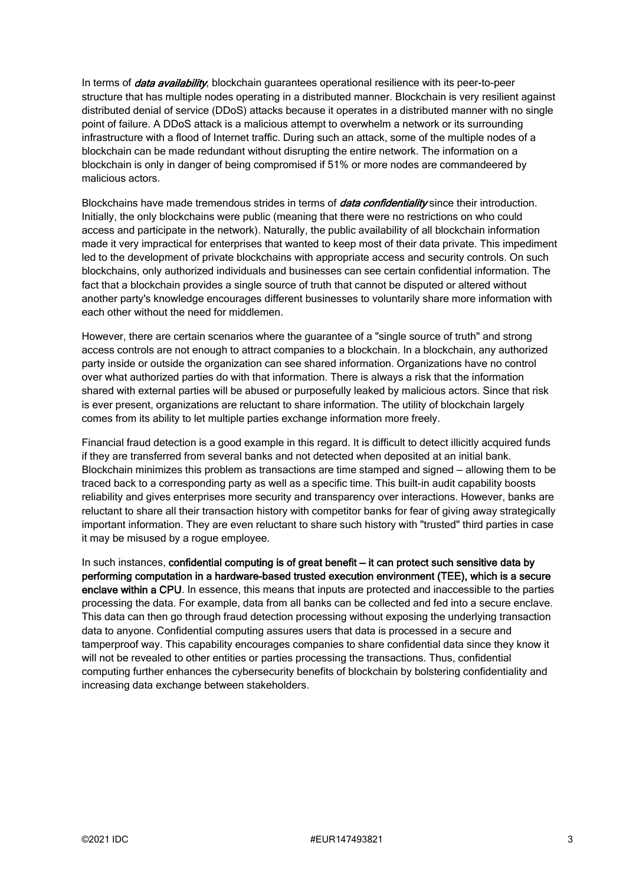In terms of ***data availability***, blockchain guarantees operational resilience with its peer-to-peer structure that has multiple nodes operating in a distributed manner. Blockchain is very resilient against distributed denial of service (DDoS) attacks because it operates in a distributed manner with no single point of failure. A DDoS attack is a malicious attempt to overwhelm a network or its surrounding infrastructure with a flood of Internet traffic. During such an attack, some of the multiple nodes of a blockchain can be made redundant without disrupting the entire network. The information on a blockchain is only in danger of being compromised if 51% or more nodes are commandeered by malicious actors.

Blockchains have made tremendous strides in terms of ***data confidentiality*** since their introduction. Initially, the only blockchains were public (meaning that there were no restrictions on who could access and participate in the network). Naturally, the public availability of all blockchain information made it very impractical for enterprises that wanted to keep most of their data private. This impediment led to the development of private blockchains with appropriate access and security controls. On such blockchains, only authorized individuals and businesses can see certain confidential information. The fact that a blockchain provides a single source of truth that cannot be disputed or altered without another party's knowledge encourages different businesses to voluntarily share more information with each other without the need for middlemen.

However, there are certain scenarios where the guarantee of a "single source of truth" and strong access controls are not enough to attract companies to a blockchain. In a blockchain, any authorized party inside or outside the organization can see shared information. Organizations have no control over what authorized parties do with that information. There is always a risk that the information shared with external parties will be abused or purposefully leaked by malicious actors. Since that risk is ever present, organizations are reluctant to share information. The utility of blockchain largely comes from its ability to let multiple parties exchange information more freely.

Financial fraud detection is a good example in this regard. It is difficult to detect illicitly acquired funds if they are transferred from several banks and not detected when deposited at an initial bank. Blockchain minimizes this problem as transactions are time stamped and signed — allowing them to be traced back to a corresponding party as well as a specific time. This built-in audit capability boosts reliability and gives enterprises more security and transparency over interactions. However, banks are reluctant to share all their transaction history with competitor banks for fear of giving away strategically important information. They are even reluctant to share such history with "trusted" third parties in case it may be misused by a rogue employee.

In such instances, **confidential computing is of great benefit — it can protect such sensitive data by performing computation in a hardware-based trusted execution environment (TEE), which is a secure enclave within a CPU**. In essence, this means that inputs are protected and inaccessible to the parties processing the data. For example, data from all banks can be collected and fed into a secure enclave. This data can then go through fraud detection processing without exposing the underlying transaction data to anyone. Confidential computing assures users that data is processed in a secure and tamperproof way. This capability encourages companies to share confidential data since they know it will not be revealed to other entities or parties processing the transactions. Thus, confidential computing further enhances the cybersecurity benefits of blockchain by bolstering confidentiality and increasing data exchange between stakeholders.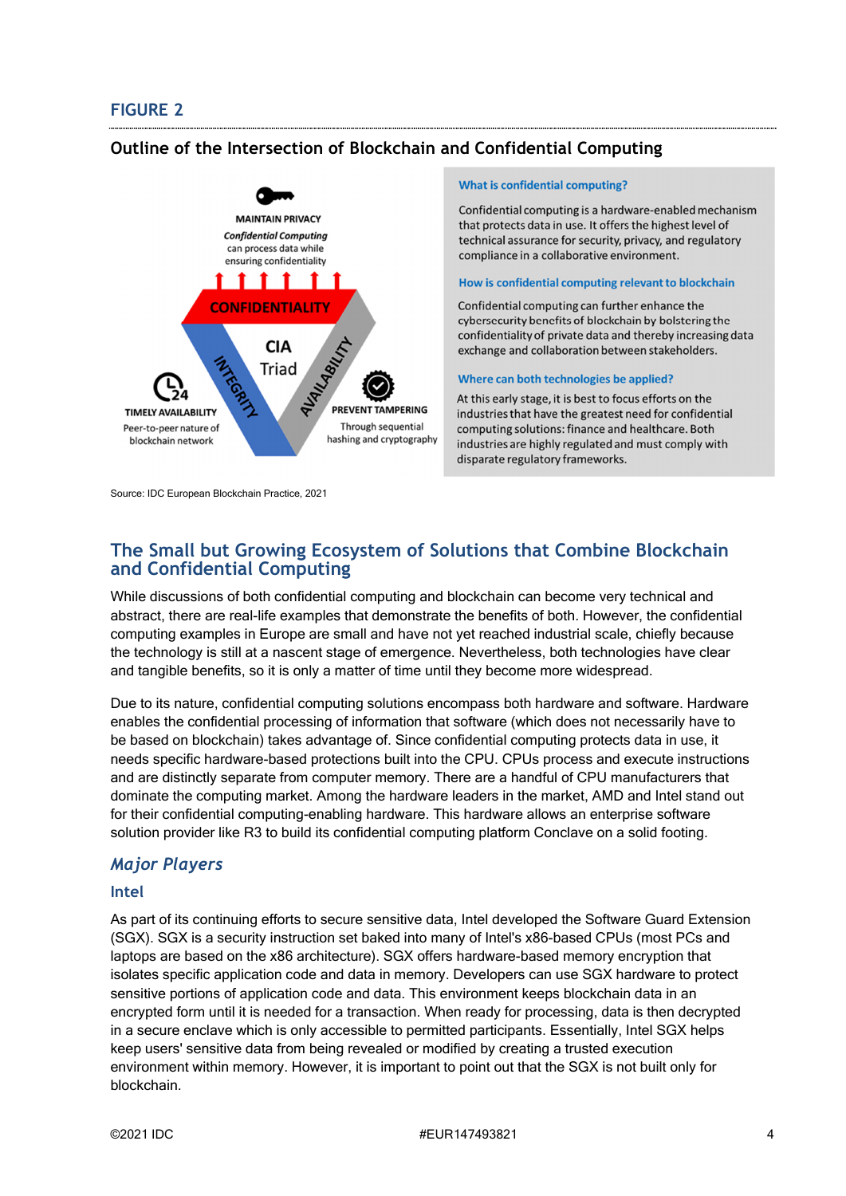## FIGURE 2

### Outline of the Intersection of Blockchain and Confidential Computing

MAINTAIN PRIVACY

*Confidential Computing* can process data while ensuring confidentiality

CONFIDENTIALITY

CIA Triad

INTEGRITY

AVAILABILITY

TIMELY AVAILABILITY

Peer-to-peer nature of blockchain network

PREVENT TAMPERING

Through sequential hashing and cryptography

**What is confidential computing?**

Confidential computing is a hardware-enabled mechanism that protects data in use. It offers the highest level of technical assurance for security, privacy, and regulatory compliance in a collaborative environment.

**How is confidential computing relevant to blockchain**

Confidential computing can further enhance the cybersecurity benefits of blockchain by bolstering the confidentiality of private data and thereby increasing data exchange and collaboration between stakeholders.

**Where can both technologies be applied?**

At this early stage, it is best to focus efforts on the industries that have the greatest need for confidential computing solutions: finance and healthcare. Both industries are highly regulated and must comply with disparate regulatory frameworks.

Source: IDC European Blockchain Practice, 2021

## The Small but Growing Ecosystem of Solutions that Combine Blockchain and Confidential Computing

While discussions of both confidential computing and blockchain can become very technical and abstract, there are real-life examples that demonstrate the benefits of both. However, the confidential computing examples in Europe are small and have not yet reached industrial scale, chiefly because the technology is still at a nascent stage of emergence. Nevertheless, both technologies have clear and tangible benefits, so it is only a matter of time until they become more widespread.

Due to its nature, confidential computing solutions encompass both hardware and software. Hardware enables the confidential processing of information that software (which does not necessarily have to be based on blockchain) takes advantage of. Since confidential computing protects data in use, it needs specific hardware-based protections built into the CPU. CPUs process and execute instructions and are distinctly separate from computer memory. There are a handful of CPU manufacturers that dominate the computing market. Among the hardware leaders in the market, AMD and Intel stand out for their confidential computing-enabling hardware. This hardware allows an enterprise software solution provider like R3 to build its confidential computing platform Conclave on a solid footing.

### *Major Players*

#### Intel

As part of its continuing efforts to secure sensitive data, Intel developed the Software Guard Extension (SGX). SGX is a security instruction set baked into many of Intel's x86-based CPUs (most PCs and laptops are based on the x86 architecture). SGX offers hardware-based memory encryption that isolates specific application code and data in memory. Developers can use SGX hardware to protect sensitive portions of application code and data. This environment keeps blockchain data in an encrypted form until it is needed for a transaction. When ready for processing, data is then decrypted in a secure enclave which is only accessible to permitted participants. Essentially, Intel SGX helps keep users' sensitive data from being revealed or modified by creating a trusted execution environment within memory. However, it is important to point out that the SGX is not built only for blockchain.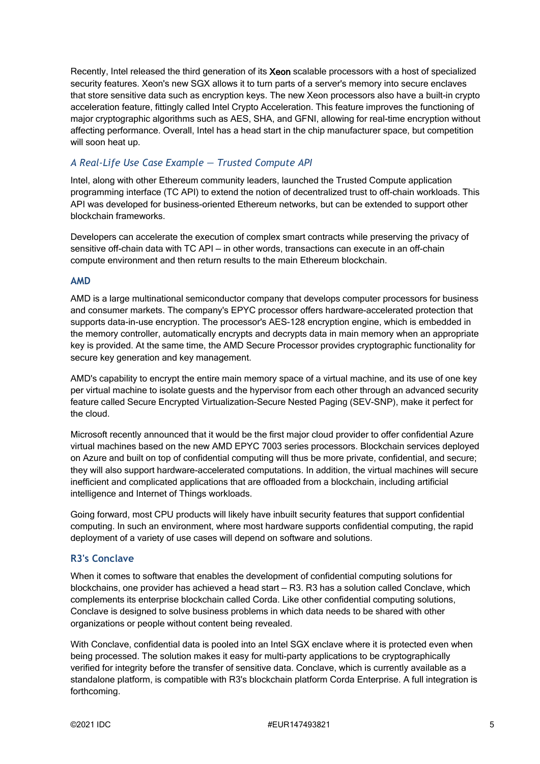Recently, Intel released the third generation of its Xeon scalable processors with a host of specialized security features. Xeon's new SGX allows it to turn parts of a server's memory into secure enclaves that store sensitive data such as encryption keys. The new Xeon processors also have a built-in crypto acceleration feature, fittingly called Intel Crypto Acceleration. This feature improves the functioning of major cryptographic algorithms such as AES, SHA, and GFNI, allowing for real-time encryption without affecting performance. Overall, Intel has a head start in the chip manufacturer space, but competition will soon heat up.

#### *A Real-Life Use Case Example — Trusted Compute API*

Intel, along with other Ethereum community leaders, launched the Trusted Compute application programming interface (TC API) to extend the notion of decentralized trust to off-chain workloads. This API was developed for business-oriented Ethereum networks, but can be extended to support other blockchain frameworks.

Developers can accelerate the execution of complex smart contracts while preserving the privacy of sensitive off-chain data with TC API — in other words, transactions can execute in an off-chain compute environment and then return results to the main Ethereum blockchain.

### AMD

AMD is a large multinational semiconductor company that develops computer processors for business and consumer markets. The company's EPYC processor offers hardware-accelerated protection that supports data-in-use encryption. The processor's AES-128 encryption engine, which is embedded in the memory controller, automatically encrypts and decrypts data in main memory when an appropriate key is provided. At the same time, the AMD Secure Processor provides cryptographic functionality for secure key generation and key management.

AMD's capability to encrypt the entire main memory space of a virtual machine, and its use of one key per virtual machine to isolate guests and the hypervisor from each other through an advanced security feature called Secure Encrypted Virtualization-Secure Nested Paging (SEV-SNP), make it perfect for the cloud.

Microsoft recently announced that it would be the first major cloud provider to offer confidential Azure virtual machines based on the new AMD EPYC 7003 series processors. Blockchain services deployed on Azure and built on top of confidential computing will thus be more private, confidential, and secure; they will also support hardware-accelerated computations. In addition, the virtual machines will secure inefficient and complicated applications that are offloaded from a blockchain, including artificial intelligence and Internet of Things workloads.

Going forward, most CPU products will likely have inbuilt security features that support confidential computing. In such an environment, where most hardware supports confidential computing, the rapid deployment of a variety of use cases will depend on software and solutions.

### R3's Conclave

When it comes to software that enables the development of confidential computing solutions for blockchains, one provider has achieved a head start — R3. R3 has a solution called Conclave, which complements its enterprise blockchain called Corda. Like other confidential computing solutions, Conclave is designed to solve business problems in which data needs to be shared with other organizations or people without content being revealed.

With Conclave, confidential data is pooled into an Intel SGX enclave where it is protected even when being processed. The solution makes it easy for multi-party applications to be cryptographically verified for integrity before the transfer of sensitive data. Conclave, which is currently available as a standalone platform, is compatible with R3's blockchain platform Corda Enterprise. A full integration is forthcoming.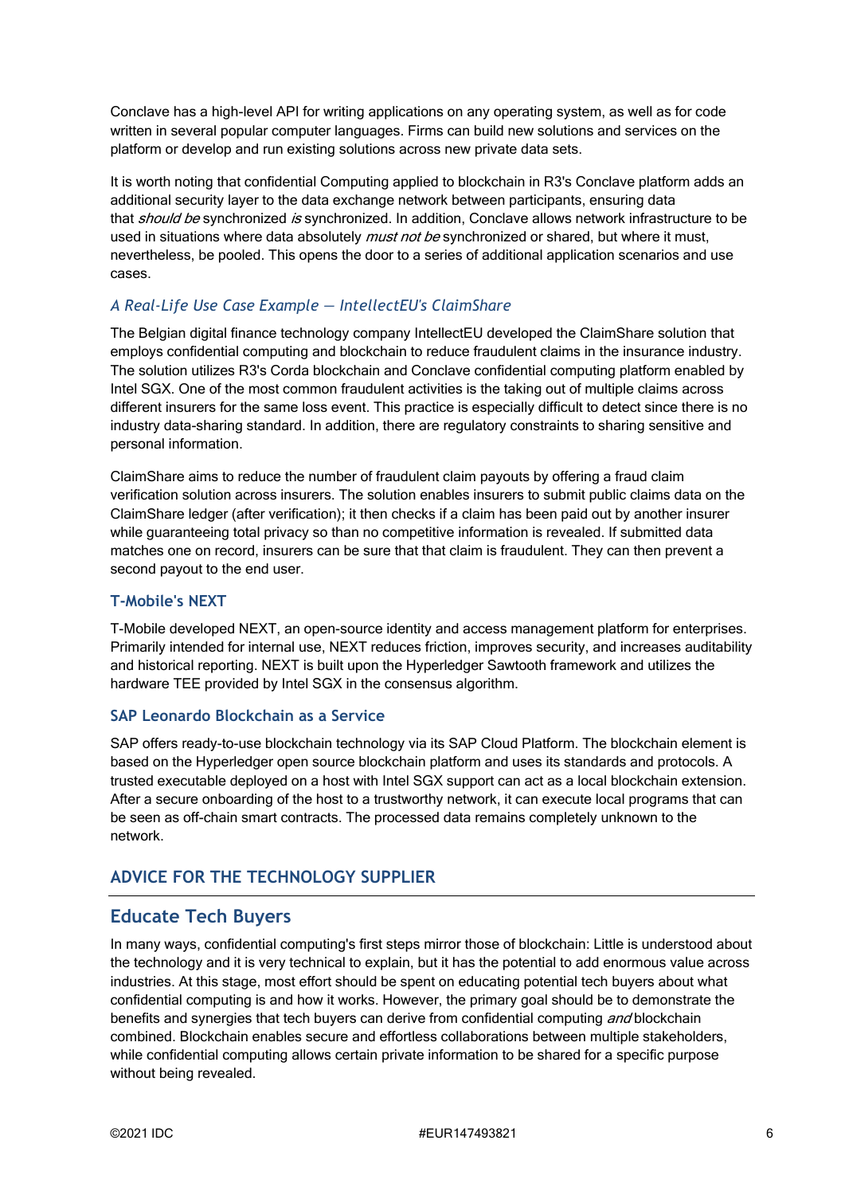Conclave has a high-level API for writing applications on any operating system, as well as for code written in several popular computer languages. Firms can build new solutions and services on the platform or develop and run existing solutions across new private data sets.

It is worth noting that confidential Computing applied to blockchain in R3's Conclave platform adds an additional security layer to the data exchange network between participants, ensuring data that *should be* synchronized *is* synchronized. In addition, Conclave allows network infrastructure to be used in situations where data absolutely *must not be* synchronized or shared, but where it must, nevertheless, be pooled. This opens the door to a series of additional application scenarios and use cases.

#### *A Real-Life Use Case Example — IntellectEU's ClaimShare*

The Belgian digital finance technology company IntellectEU developed the ClaimShare solution that employs confidential computing and blockchain to reduce fraudulent claims in the insurance industry. The solution utilizes R3's Corda blockchain and Conclave confidential computing platform enabled by Intel SGX. One of the most common fraudulent activities is the taking out of multiple claims across different insurers for the same loss event. This practice is especially difficult to detect since there is no industry data-sharing standard. In addition, there are regulatory constraints to sharing sensitive and personal information.

ClaimShare aims to reduce the number of fraudulent claim payouts by offering a fraud claim verification solution across insurers. The solution enables insurers to submit public claims data on the ClaimShare ledger (after verification); it then checks if a claim has been paid out by another insurer while guaranteeing total privacy so than no competitive information is revealed. If submitted data matches one on record, insurers can be sure that that claim is fraudulent. They can then prevent a second payout to the end user.

#### T-Mobile's NEXT

T-Mobile developed NEXT, an open-source identity and access management platform for enterprises. Primarily intended for internal use, NEXT reduces friction, improves security, and increases auditability and historical reporting. NEXT is built upon the Hyperledger Sawtooth framework and utilizes the hardware TEE provided by Intel SGX in the consensus algorithm.

#### SAP Leonardo Blockchain as a Service

SAP offers ready-to-use blockchain technology via its SAP Cloud Platform. The blockchain element is based on the Hyperledger open source blockchain platform and uses its standards and protocols. A trusted executable deployed on a host with Intel SGX support can act as a local blockchain extension. After a secure onboarding of the host to a trustworthy network, it can execute local programs that can be seen as off-chain smart contracts. The processed data remains completely unknown to the network.

## ADVICE FOR THE TECHNOLOGY SUPPLIER

### Educate Tech Buyers

In many ways, confidential computing's first steps mirror those of blockchain: Little is understood about the technology and it is very technical to explain, but it has the potential to add enormous value across industries. At this stage, most effort should be spent on educating potential tech buyers about what confidential computing is and how it works. However, the primary goal should be to demonstrate the benefits and synergies that tech buyers can derive from confidential computing *and* blockchain combined. Blockchain enables secure and effortless collaborations between multiple stakeholders, while confidential computing allows certain private information to be shared for a specific purpose without being revealed.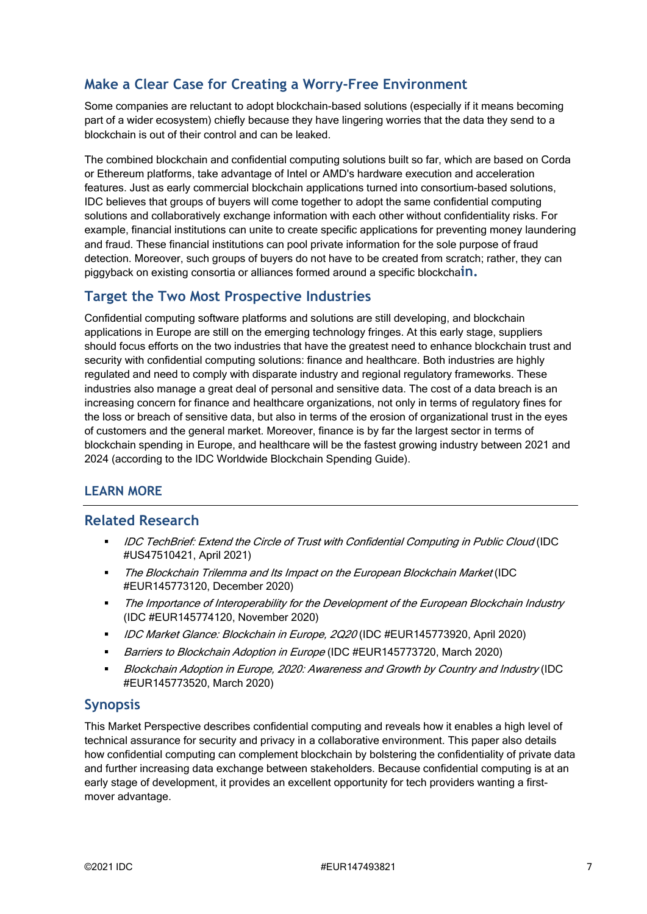## Make a Clear Case for Creating a Worry-Free Environment

Some companies are reluctant to adopt blockchain-based solutions (especially if it means becoming part of a wider ecosystem) chiefly because they have lingering worries that the data they send to a blockchain is out of their control and can be leaked.

The combined blockchain and confidential computing solutions built so far, which are based on Corda or Ethereum platforms, take advantage of Intel or AMD's hardware execution and acceleration features. Just as early commercial blockchain applications turned into consortium-based solutions, IDC believes that groups of buyers will come together to adopt the same confidential computing solutions and collaboratively exchange information with each other without confidentiality risks. For example, financial institutions can unite to create specific applications for preventing money laundering and fraud. These financial institutions can pool private information for the sole purpose of fraud detection. Moreover, such groups of buyers do not have to be created from scratch; rather, they can piggyback on existing consortia or alliances formed around a specific blockchain.

## Target the Two Most Prospective Industries

Confidential computing software platforms and solutions are still developing, and blockchain applications in Europe are still on the emerging technology fringes. At this early stage, suppliers should focus efforts on the two industries that have the greatest need to enhance blockchain trust and security with confidential computing solutions: finance and healthcare. Both industries are highly regulated and need to comply with disparate industry and regional regulatory frameworks. These industries also manage a great deal of personal and sensitive data. The cost of a data breach is an increasing concern for finance and healthcare organizations, not only in terms of regulatory fines for the loss or breach of sensitive data, but also in terms of the erosion of organizational trust in the eyes of customers and the general market. Moreover, finance is by far the largest sector in terms of blockchain spending in Europe, and healthcare will be the fastest growing industry between 2021 and 2024 (according to the IDC Worldwide Blockchain Spending Guide).

# LEARN MORE

## Related Research

- *IDC TechBrief: Extend the Circle of Trust with Confidential Computing in Public Cloud* (IDC #US47510421, April 2021)
- *The Blockchain Trilemma and Its Impact on the European Blockchain Market* (IDC #EUR145773120, December 2020)
- *The Importance of Interoperability for the Development of the European Blockchain Industry* (IDC #EUR145774120, November 2020)
- *IDC Market Glance: Blockchain in Europe, 2Q20* (IDC #EUR145773920, April 2020)
- *Barriers to Blockchain Adoption in Europe* (IDC #EUR145773720, March 2020)
- *Blockchain Adoption in Europe, 2020: Awareness and Growth by Country and Industry* (IDC #EUR145773520, March 2020)

## Synopsis

This Market Perspective describes confidential computing and reveals how it enables a high level of technical assurance for security and privacy in a collaborative environment. This paper also details how confidential computing can complement blockchain by bolstering the confidentiality of private data and further increasing data exchange between stakeholders. Because confidential computing is at an early stage of development, it provides an excellent opportunity for tech providers wanting a first-mover advantage.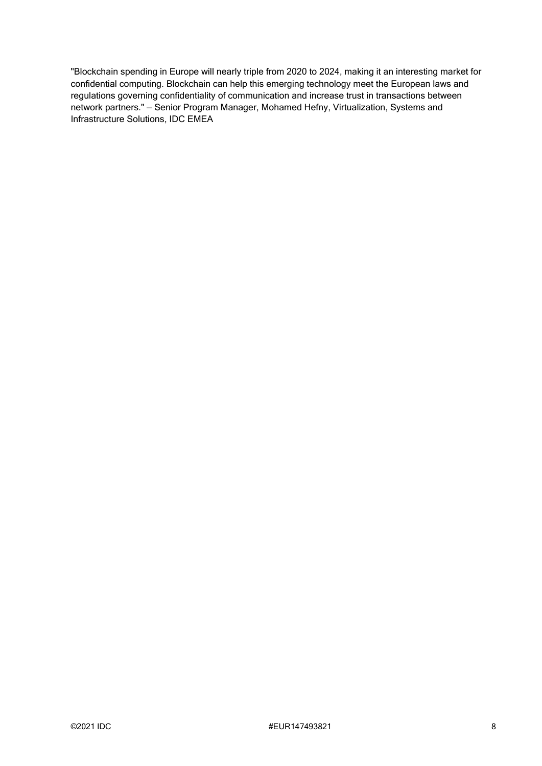"Blockchain spending in Europe will nearly triple from 2020 to 2024, making it an interesting market for confidential computing. Blockchain can help this emerging technology meet the European laws and regulations governing confidentiality of communication and increase trust in transactions between network partners." — Senior Program Manager, Mohamed Hefny, Virtualization, Systems and Infrastructure Solutions, IDC EMEA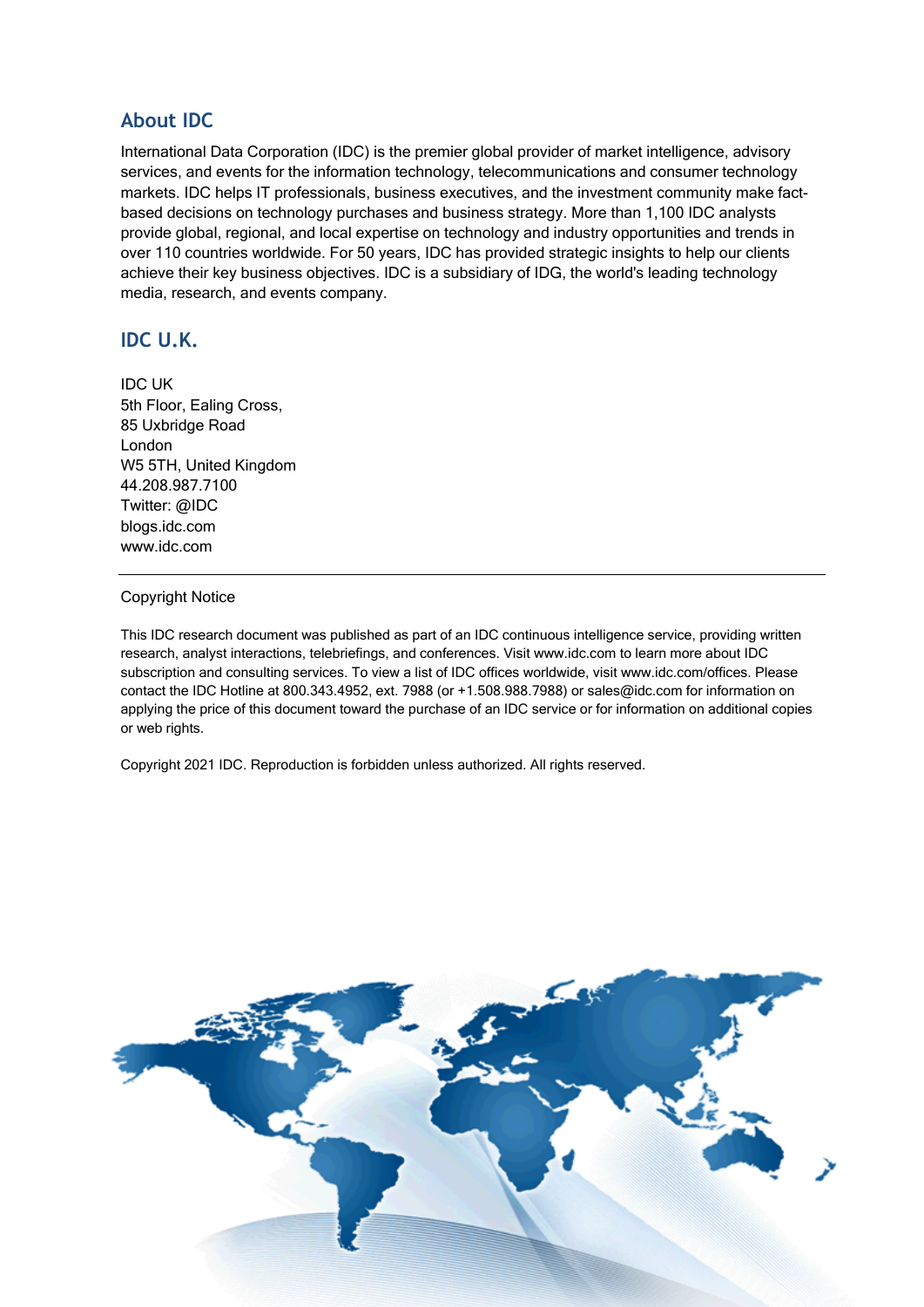## About IDC

International Data Corporation (IDC) is the premier global provider of market intelligence, advisory services, and events for the information technology, telecommunications and consumer technology markets. IDC helps IT professionals, business executives, and the investment community make fact-based decisions on technology purchases and business strategy. More than 1,100 IDC analysts provide global, regional, and local expertise on technology and industry opportunities and trends in over 110 countries worldwide. For 50 years, IDC has provided strategic insights to help our clients achieve their key business objectives. IDC is a subsidiary of IDG, the world's leading technology media, research, and events company.

## IDC U.K.

IDC UK
5th Floor, Ealing Cross,
85 Uxbridge Road
London
W5 5TH, United Kingdom
44.208.987.7100
Twitter: @IDC
blogs.idc.com
www.idc.com

---

Copyright Notice

This IDC research document was published as part of an IDC continuous intelligence service, providing written research, analyst interactions, telebriefings, and conferences. Visit www.idc.com to learn more about IDC subscription and consulting services. To view a list of IDC offices worldwide, visit www.idc.com/offices. Please contact the IDC Hotline at 800.343.4952, ext. 7988 (or +1.508.988.7988) or sales@idc.com for information on applying the price of this document toward the purchase of an IDC service or for information on additional copies or web rights.

Copyright 2021 IDC. Reproduction is forbidden unless authorized. All rights reserved.